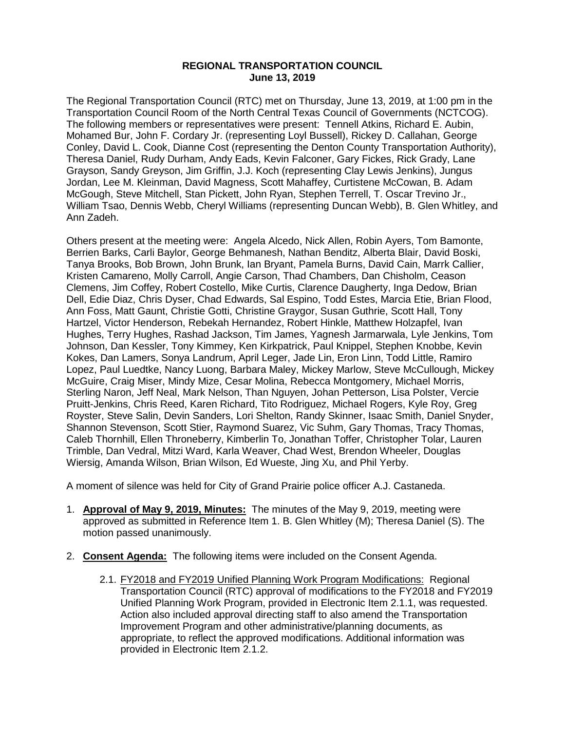**REGIONAL TRANSPORTATION COUNCIL**
**June 13, 2019**

The Regional Transportation Council (RTC) met on Thursday, June 13, 2019, at 1:00 pm in the Transportation Council Room of the North Central Texas Council of Governments (NCTCOG). The following members or representatives were present: Tennell Atkins, Richard E. Aubin, Mohamed Bur, John F. Cordary Jr. (representing Loyl Bussell), Rickey D. Callahan, George Conley, David L. Cook, Dianne Cost (representing the Denton County Transportation Authority), Theresa Daniel, Rudy Durham, Andy Eads, Kevin Falconer, Gary Fickes, Rick Grady, Lane Grayson, Sandy Greyson, Jim Griffin, J.J. Koch (representing Clay Lewis Jenkins), Jungus Jordan, Lee M. Kleinman, David Magness, Scott Mahaffey, Curtistene McCowan, B. Adam McGough, Steve Mitchell, Stan Pickett, John Ryan, Stephen Terrell, T. Oscar Trevino Jr., William Tsao, Dennis Webb, Cheryl Williams (representing Duncan Webb), B. Glen Whitley, and Ann Zadeh.

Others present at the meeting were: Angela Alcedo, Nick Allen, Robin Ayers, Tom Bamonte, Berrien Barks, Carli Baylor, George Behmanesh, Nathan Benditz, Alberta Blair, David Boski, Tanya Brooks, Bob Brown, John Brunk, Ian Bryant, Pamela Burns, David Cain, Marrk Callier, Kristen Camareno, Molly Carroll, Angie Carson, Thad Chambers, Dan Chisholm, Ceason Clemens, Jim Coffey, Robert Costello, Mike Curtis, Clarence Daugherty, Inga Dedow, Brian Dell, Edie Diaz, Chris Dyser, Chad Edwards, Sal Espino, Todd Estes, Marcia Etie, Brian Flood, Ann Foss, Matt Gaunt, Christie Gotti, Christine Graygor, Susan Guthrie, Scott Hall, Tony Hartzel, Victor Henderson, Rebekah Hernandez, Robert Hinkle, Matthew Holzapfel, Ivan Hughes, Terry Hughes, Rashad Jackson, Tim James, Yagnesh Jarmarwala, Lyle Jenkins, Tom Johnson, Dan Kessler, Tony Kimmey, Ken Kirkpatrick, Paul Knippel, Stephen Knobbe, Kevin Kokes, Dan Lamers, Sonya Landrum, April Leger, Jade Lin, Eron Linn, Todd Little, Ramiro Lopez, Paul Luedtke, Nancy Luong, Barbara Maley, Mickey Marlow, Steve McCullough, Mickey McGuire, Craig Miser, Mindy Mize, Cesar Molina, Rebecca Montgomery, Michael Morris, Sterling Naron, Jeff Neal, Mark Nelson, Than Nguyen, Johan Petterson, Lisa Polster, Vercie Pruitt-Jenkins, Chris Reed, Karen Richard, Tito Rodriguez, Michael Rogers, Kyle Roy, Greg Royster, Steve Salin, Devin Sanders, Lori Shelton, Randy Skinner, Isaac Smith, Daniel Snyder, Shannon Stevenson, Scott Stier, Raymond Suarez, Vic Suhm, Gary Thomas, Tracy Thomas, Caleb Thornhill, Ellen Throneberry, Kimberlin To, Jonathan Toffer, Christopher Tolar, Lauren Trimble, Dan Vedral, Mitzi Ward, Karla Weaver, Chad West, Brendon Wheeler, Douglas Wiersig, Amanda Wilson, Brian Wilson, Ed Wueste, Jing Xu, and Phil Yerby.

A moment of silence was held for City of Grand Prairie police officer A.J. Castaneda.

1. **Approval of May 9, 2019, Minutes:** The minutes of the May 9, 2019, meeting were approved as submitted in Reference Item 1. B. Glen Whitley (M); Theresa Daniel (S). The motion passed unanimously.

2. **Consent Agenda:** The following items were included on the Consent Agenda.

   2.1. FY2018 and FY2019 Unified Planning Work Program Modifications: Regional Transportation Council (RTC) approval of modifications to the FY2018 and FY2019 Unified Planning Work Program, provided in Electronic Item 2.1.1, was requested. Action also included approval directing staff to also amend the Transportation Improvement Program and other administrative/planning documents, as appropriate, to reflect the approved modifications. Additional information was provided in Electronic Item 2.1.2.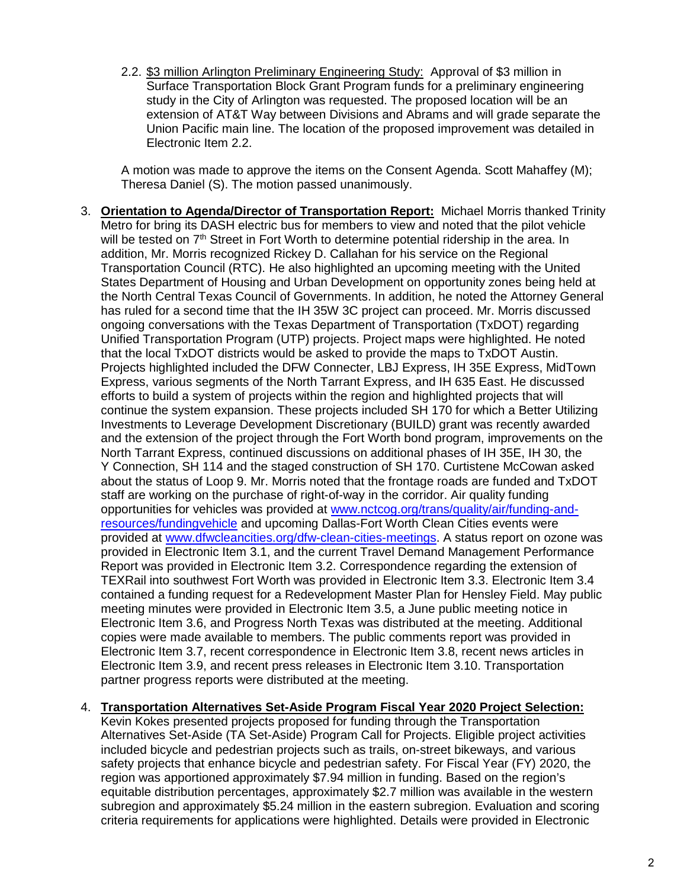2.2. <u>\$3 million Arlington Preliminary Engineering Study:</u> Approval of \$3 million in Surface Transportation Block Grant Program funds for a preliminary engineering study in the City of Arlington was requested. The proposed location will be an extension of AT&T Way between Divisions and Abrams and will grade separate the Union Pacific main line. The location of the proposed improvement was detailed in Electronic Item 2.2.

A motion was made to approve the items on the Consent Agenda. Scott Mahaffey (M); Theresa Daniel (S). The motion passed unanimously.

3. **Orientation to Agenda/Director of Transportation Report:** Michael Morris thanked Trinity Metro for bring its DASH electric bus for members to view and noted that the pilot vehicle will be tested on 7th Street in Fort Worth to determine potential ridership in the area. In addition, Mr. Morris recognized Rickey D. Callahan for his service on the Regional Transportation Council (RTC). He also highlighted an upcoming meeting with the United States Department of Housing and Urban Development on opportunity zones being held at the North Central Texas Council of Governments. In addition, he noted the Attorney General has ruled for a second time that the IH 35W 3C project can proceed. Mr. Morris discussed ongoing conversations with the Texas Department of Transportation (TxDOT) regarding Unified Transportation Program (UTP) projects. Project maps were highlighted. He noted that the local TxDOT districts would be asked to provide the maps to TxDOT Austin. Projects highlighted included the DFW Connecter, LBJ Express, IH 35E Express, MidTown Express, various segments of the North Tarrant Express, and IH 635 East. He discussed efforts to build a system of projects within the region and highlighted projects that will continue the system expansion. These projects included SH 170 for which a Better Utilizing Investments to Leverage Development Discretionary (BUILD) grant was recently awarded and the extension of the project through the Fort Worth bond program, improvements on the North Tarrant Express, continued discussions on additional phases of IH 35E, IH 30, the Y Connection, SH 114 and the staged construction of SH 170. Curtistene McCowan asked about the status of Loop 9. Mr. Morris noted that the frontage roads are funded and TxDOT staff are working on the purchase of right-of-way in the corridor. Air quality funding opportunities for vehicles was provided at www.nctcog.org/trans/quality/air/funding-and-resources/fundingvehicle and upcoming Dallas-Fort Worth Clean Cities events were provided at www.dfwcleancities.org/dfw-clean-cities-meetings. A status report on ozone was provided in Electronic Item 3.1, and the current Travel Demand Management Performance Report was provided in Electronic Item 3.2. Correspondence regarding the extension of TEXRail into southwest Fort Worth was provided in Electronic Item 3.3. Electronic Item 3.4 contained a funding request for a Redevelopment Master Plan for Hensley Field. May public meeting minutes were provided in Electronic Item 3.5, a June public meeting notice in Electronic Item 3.6, and Progress North Texas was distributed at the meeting. Additional copies were made available to members. The public comments report was provided in Electronic Item 3.7, recent correspondence in Electronic Item 3.8, recent news articles in Electronic Item 3.9, and recent press releases in Electronic Item 3.10. Transportation partner progress reports were distributed at the meeting.

4. **Transportation Alternatives Set-Aside Program Fiscal Year 2020 Project Selection:** Kevin Kokes presented projects proposed for funding through the Transportation Alternatives Set-Aside (TA Set-Aside) Program Call for Projects. Eligible project activities included bicycle and pedestrian projects such as trails, on-street bikeways, and various safety projects that enhance bicycle and pedestrian safety. For Fiscal Year (FY) 2020, the region was apportioned approximately \$7.94 million in funding. Based on the region's equitable distribution percentages, approximately \$2.7 million was available in the western subregion and approximately \$5.24 million in the eastern subregion. Evaluation and scoring criteria requirements for applications were highlighted. Details were provided in Electronic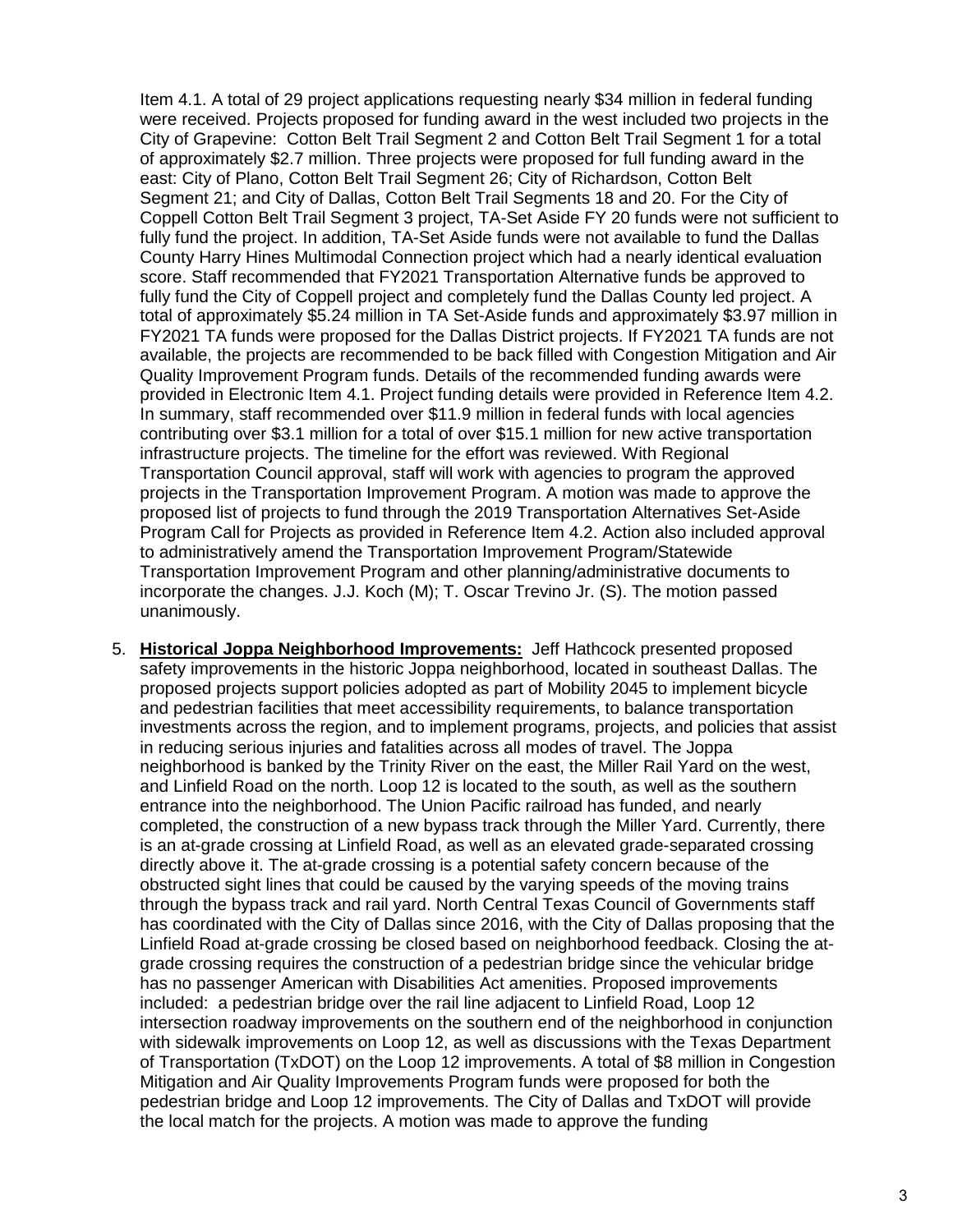Item 4.1. A total of 29 project applications requesting nearly $34 million in federal funding were received. Projects proposed for funding award in the west included two projects in the City of Grapevine: Cotton Belt Trail Segment 2 and Cotton Belt Trail Segment 1 for a total of approximately $2.7 million. Three projects were proposed for full funding award in the east: City of Plano, Cotton Belt Trail Segment 26; City of Richardson, Cotton Belt Segment 21; and City of Dallas, Cotton Belt Trail Segments 18 and 20. For the City of Coppell Cotton Belt Trail Segment 3 project, TA-Set Aside FY 20 funds were not sufficient to fully fund the project. In addition, TA-Set Aside funds were not available to fund the Dallas County Harry Hines Multimodal Connection project which had a nearly identical evaluation score. Staff recommended that FY2021 Transportation Alternative funds be approved to fully fund the City of Coppell project and completely fund the Dallas County led project. A total of approximately $5.24 million in TA Set-Aside funds and approximately $3.97 million in FY2021 TA funds were proposed for the Dallas District projects. If FY2021 TA funds are not available, the projects are recommended to be back filled with Congestion Mitigation and Air Quality Improvement Program funds. Details of the recommended funding awards were provided in Electronic Item 4.1. Project funding details were provided in Reference Item 4.2. In summary, staff recommended over $11.9 million in federal funds with local agencies contributing over $3.1 million for a total of over $15.1 million for new active transportation infrastructure projects. The timeline for the effort was reviewed. With Regional Transportation Council approval, staff will work with agencies to program the approved projects in the Transportation Improvement Program. A motion was made to approve the proposed list of projects to fund through the 2019 Transportation Alternatives Set-Aside Program Call for Projects as provided in Reference Item 4.2. Action also included approval to administratively amend the Transportation Improvement Program/Statewide Transportation Improvement Program and other planning/administrative documents to incorporate the changes. J.J. Koch (M); T. Oscar Trevino Jr. (S). The motion passed unanimously.

5. **Historical Joppa Neighborhood Improvements:** Jeff Hathcock presented proposed safety improvements in the historic Joppa neighborhood, located in southeast Dallas. The proposed projects support policies adopted as part of Mobility 2045 to implement bicycle and pedestrian facilities that meet accessibility requirements, to balance transportation investments across the region, and to implement programs, projects, and policies that assist in reducing serious injuries and fatalities across all modes of travel. The Joppa neighborhood is banked by the Trinity River on the east, the Miller Rail Yard on the west, and Linfield Road on the north. Loop 12 is located to the south, as well as the southern entrance into the neighborhood. The Union Pacific railroad has funded, and nearly completed, the construction of a new bypass track through the Miller Yard. Currently, there is an at-grade crossing at Linfield Road, as well as an elevated grade-separated crossing directly above it. The at-grade crossing is a potential safety concern because of the obstructed sight lines that could be caused by the varying speeds of the moving trains through the bypass track and rail yard. North Central Texas Council of Governments staff has coordinated with the City of Dallas since 2016, with the City of Dallas proposing that the Linfield Road at-grade crossing be closed based on neighborhood feedback. Closing the at-grade crossing requires the construction of a pedestrian bridge since the vehicular bridge has no passenger American with Disabilities Act amenities. Proposed improvements included: a pedestrian bridge over the rail line adjacent to Linfield Road, Loop 12 intersection roadway improvements on the southern end of the neighborhood in conjunction with sidewalk improvements on Loop 12, as well as discussions with the Texas Department of Transportation (TxDOT) on the Loop 12 improvements. A total of $8 million in Congestion Mitigation and Air Quality Improvements Program funds were proposed for both the pedestrian bridge and Loop 12 improvements. The City of Dallas and TxDOT will provide the local match for the projects. A motion was made to approve the funding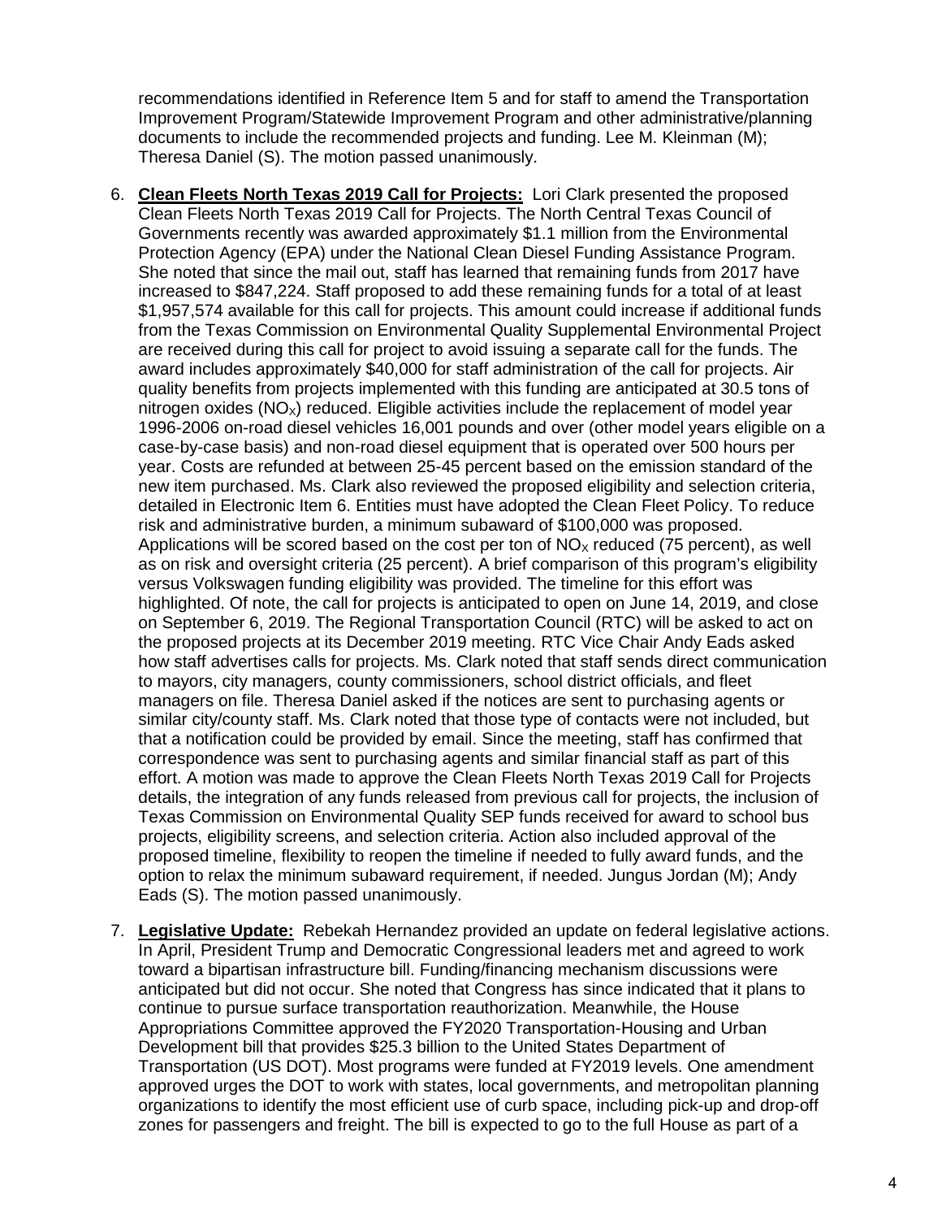recommendations identified in Reference Item 5 and for staff to amend the Transportation Improvement Program/Statewide Improvement Program and other administrative/planning documents to include the recommended projects and funding. Lee M. Kleinman (M); Theresa Daniel (S). The motion passed unanimously.

6. **Clean Fleets North Texas 2019 Call for Projects:** Lori Clark presented the proposed Clean Fleets North Texas 2019 Call for Projects. The North Central Texas Council of Governments recently was awarded approximately \$1.1 million from the Environmental Protection Agency (EPA) under the National Clean Diesel Funding Assistance Program. She noted that since the mail out, staff has learned that remaining funds from 2017 have increased to \$847,224. Staff proposed to add these remaining funds for a total of at least \$1,957,574 available for this call for projects. This amount could increase if additional funds from the Texas Commission on Environmental Quality Supplemental Environmental Project are received during this call for project to avoid issuing a separate call for the funds. The award includes approximately \$40,000 for staff administration of the call for projects. Air quality benefits from projects implemented with this funding are anticipated at 30.5 tons of nitrogen oxides ($NO_X$) reduced. Eligible activities include the replacement of model year 1996-2006 on-road diesel vehicles 16,001 pounds and over (other model years eligible on a case-by-case basis) and non-road diesel equipment that is operated over 500 hours per year. Costs are refunded at between 25-45 percent based on the emission standard of the new item purchased. Ms. Clark also reviewed the proposed eligibility and selection criteria, detailed in Electronic Item 6. Entities must have adopted the Clean Fleet Policy. To reduce risk and administrative burden, a minimum subaward of \$100,000 was proposed. Applications will be scored based on the cost per ton of $NO_X$ reduced (75 percent), as well as on risk and oversight criteria (25 percent). A brief comparison of this program's eligibility versus Volkswagen funding eligibility was provided. The timeline for this effort was highlighted. Of note, the call for projects is anticipated to open on June 14, 2019, and close on September 6, 2019. The Regional Transportation Council (RTC) will be asked to act on the proposed projects at its December 2019 meeting. RTC Vice Chair Andy Eads asked how staff advertises calls for projects. Ms. Clark noted that staff sends direct communication to mayors, city managers, county commissioners, school district officials, and fleet managers on file. Theresa Daniel asked if the notices are sent to purchasing agents or similar city/county staff. Ms. Clark noted that those type of contacts were not included, but that a notification could be provided by email. Since the meeting, staff has confirmed that correspondence was sent to purchasing agents and similar financial staff as part of this effort. A motion was made to approve the Clean Fleets North Texas 2019 Call for Projects details, the integration of any funds released from previous call for projects, the inclusion of Texas Commission on Environmental Quality SEP funds received for award to school bus projects, eligibility screens, and selection criteria. Action also included approval of the proposed timeline, flexibility to reopen the timeline if needed to fully award funds, and the option to relax the minimum subaward requirement, if needed. Jungus Jordan (M); Andy Eads (S). The motion passed unanimously.

7. **Legislative Update:** Rebekah Hernandez provided an update on federal legislative actions. In April, President Trump and Democratic Congressional leaders met and agreed to work toward a bipartisan infrastructure bill. Funding/financing mechanism discussions were anticipated but did not occur. She noted that Congress has since indicated that it plans to continue to pursue surface transportation reauthorization. Meanwhile, the House Appropriations Committee approved the FY2020 Transportation-Housing and Urban Development bill that provides \$25.3 billion to the United States Department of Transportation (US DOT). Most programs were funded at FY2019 levels. One amendment approved urges the DOT to work with states, local governments, and metropolitan planning organizations to identify the most efficient use of curb space, including pick-up and drop-off zones for passengers and freight. The bill is expected to go to the full House as part of a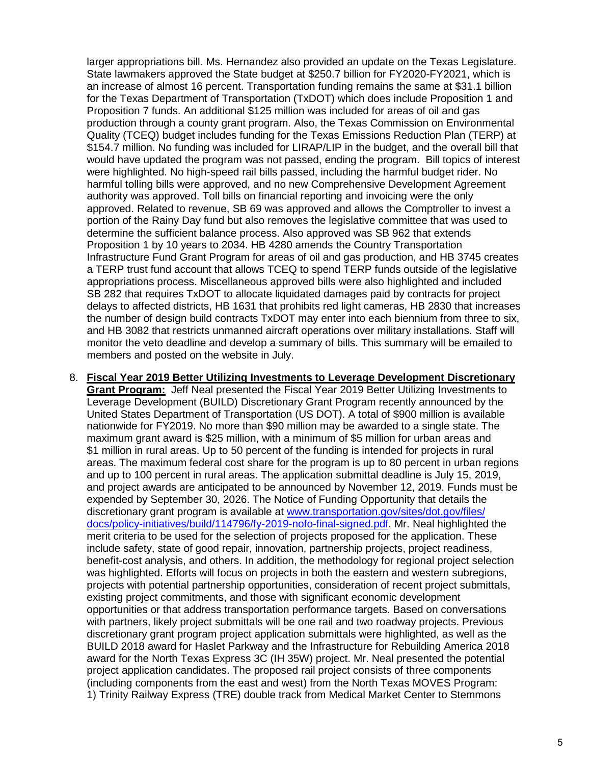larger appropriations bill. Ms. Hernandez also provided an update on the Texas Legislature. State lawmakers approved the State budget at $250.7 billion for FY2020-FY2021, which is an increase of almost 16 percent. Transportation funding remains the same at $31.1 billion for the Texas Department of Transportation (TxDOT) which does include Proposition 1 and Proposition 7 funds. An additional $125 million was included for areas of oil and gas production through a county grant program. Also, the Texas Commission on Environmental Quality (TCEQ) budget includes funding for the Texas Emissions Reduction Plan (TERP) at $154.7 million. No funding was included for LIRAP/LIP in the budget, and the overall bill that would have updated the program was not passed, ending the program. Bill topics of interest were highlighted. No high-speed rail bills passed, including the harmful budget rider. No harmful tolling bills were approved, and no new Comprehensive Development Agreement authority was approved. Toll bills on financial reporting and invoicing were the only approved. Related to revenue, SB 69 was approved and allows the Comptroller to invest a portion of the Rainy Day fund but also removes the legislative committee that was used to determine the sufficient balance process. Also approved was SB 962 that extends Proposition 1 by 10 years to 2034. HB 4280 amends the Country Transportation Infrastructure Fund Grant Program for areas of oil and gas production, and HB 3745 creates a TERP trust fund account that allows TCEQ to spend TERP funds outside of the legislative appropriations process. Miscellaneous approved bills were also highlighted and included SB 282 that requires TxDOT to allocate liquidated damages paid by contracts for project delays to affected districts, HB 1631 that prohibits red light cameras, HB 2830 that increases the number of design build contracts TxDOT may enter into each biennium from three to six, and HB 3082 that restricts unmanned aircraft operations over military installations. Staff will monitor the veto deadline and develop a summary of bills. This summary will be emailed to members and posted on the website in July.

8. **Fiscal Year 2019 Better Utilizing Investments to Leverage Development Discretionary Grant Program:** Jeff Neal presented the Fiscal Year 2019 Better Utilizing Investments to Leverage Development (BUILD) Discretionary Grant Program recently announced by the United States Department of Transportation (US DOT). A total of $900 million is available nationwide for FY2019. No more than $90 million may be awarded to a single state. The maximum grant award is $25 million, with a minimum of $5 million for urban areas and $1 million in rural areas. Up to 50 percent of the funding is intended for projects in rural areas. The maximum federal cost share for the program is up to 80 percent in urban regions and up to 100 percent in rural areas. The application submittal deadline is July 15, 2019, and project awards are anticipated to be announced by November 12, 2019. Funds must be expended by September 30, 2026. The Notice of Funding Opportunity that details the discretionary grant program is available at [www.transportation.gov/sites/dot.gov/files/docs/policy-initiatives/build/114796/fy-2019-nofo-final-signed.pdf](www.transportation.gov/sites/dot.gov/files/docs/policy-initiatives/build/114796/fy-2019-nofo-final-signed.pdf). Mr. Neal highlighted the merit criteria to be used for the selection of projects proposed for the application. These include safety, state of good repair, innovation, partnership projects, project readiness, benefit-cost analysis, and others. In addition, the methodology for regional project selection was highlighted. Efforts will focus on projects in both the eastern and western subregions, projects with potential partnership opportunities, consideration of recent project submittals, existing project commitments, and those with significant economic development opportunities or that address transportation performance targets. Based on conversations with partners, likely project submittals will be one rail and two roadway projects. Previous discretionary grant program project application submittals were highlighted, as well as the BUILD 2018 award for Haslet Parkway and the Infrastructure for Rebuilding America 2018 award for the North Texas Express 3C (IH 35W) project. Mr. Neal presented the potential project application candidates. The proposed rail project consists of three components (including components from the east and west) from the North Texas MOVES Program: 1) Trinity Railway Express (TRE) double track from Medical Market Center to Stemmons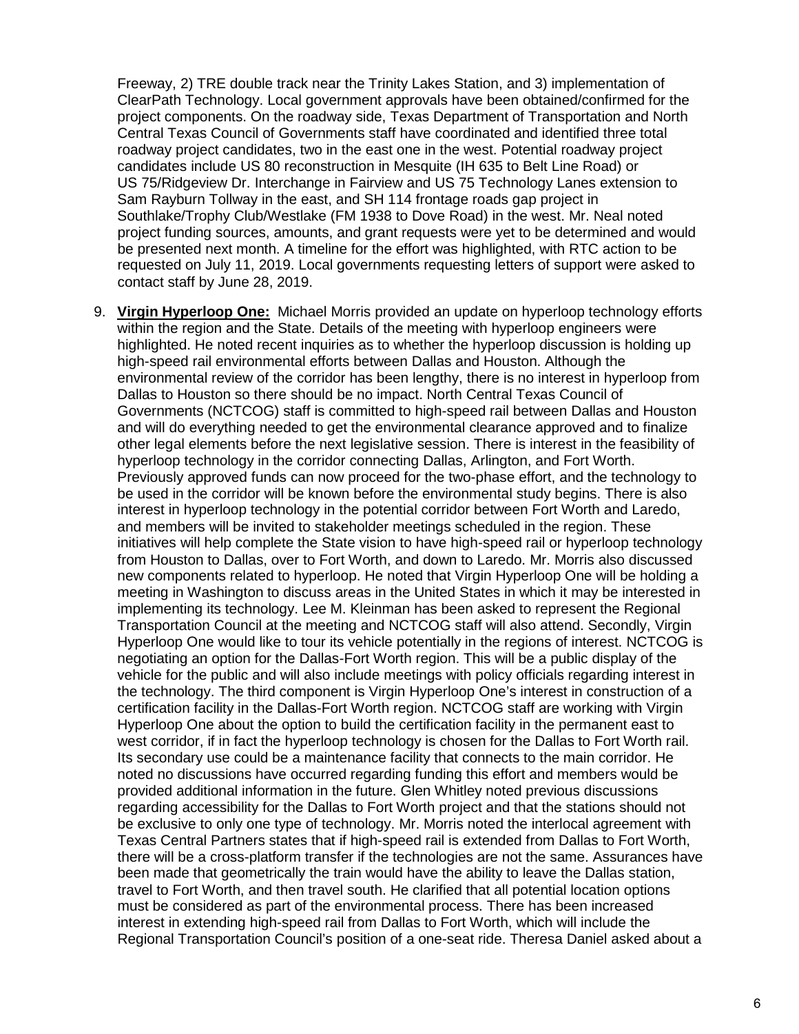Freeway, 2) TRE double track near the Trinity Lakes Station, and 3) implementation of ClearPath Technology. Local government approvals have been obtained/confirmed for the project components. On the roadway side, Texas Department of Transportation and North Central Texas Council of Governments staff have coordinated and identified three total roadway project candidates, two in the east one in the west. Potential roadway project candidates include US 80 reconstruction in Mesquite (IH 635 to Belt Line Road) or US 75/Ridgeview Dr. Interchange in Fairview and US 75 Technology Lanes extension to Sam Rayburn Tollway in the east, and SH 114 frontage roads gap project in Southlake/Trophy Club/Westlake (FM 1938 to Dove Road) in the west. Mr. Neal noted project funding sources, amounts, and grant requests were yet to be determined and would be presented next month. A timeline for the effort was highlighted, with RTC action to be requested on July 11, 2019. Local governments requesting letters of support were asked to contact staff by June 28, 2019.

9. **Virgin Hyperloop One:** Michael Morris provided an update on hyperloop technology efforts within the region and the State. Details of the meeting with hyperloop engineers were highlighted. He noted recent inquiries as to whether the hyperloop discussion is holding up high-speed rail environmental efforts between Dallas and Houston. Although the environmental review of the corridor has been lengthy, there is no interest in hyperloop from Dallas to Houston so there should be no impact. North Central Texas Council of Governments (NCTCOG) staff is committed to high-speed rail between Dallas and Houston and will do everything needed to get the environmental clearance approved and to finalize other legal elements before the next legislative session. There is interest in the feasibility of hyperloop technology in the corridor connecting Dallas, Arlington, and Fort Worth. Previously approved funds can now proceed for the two-phase effort, and the technology to be used in the corridor will be known before the environmental study begins. There is also interest in hyperloop technology in the potential corridor between Fort Worth and Laredo, and members will be invited to stakeholder meetings scheduled in the region. These initiatives will help complete the State vision to have high-speed rail or hyperloop technology from Houston to Dallas, over to Fort Worth, and down to Laredo. Mr. Morris also discussed new components related to hyperloop. He noted that Virgin Hyperloop One will be holding a meeting in Washington to discuss areas in the United States in which it may be interested in implementing its technology. Lee M. Kleinman has been asked to represent the Regional Transportation Council at the meeting and NCTCOG staff will also attend. Secondly, Virgin Hyperloop One would like to tour its vehicle potentially in the regions of interest. NCTCOG is negotiating an option for the Dallas-Fort Worth region. This will be a public display of the vehicle for the public and will also include meetings with policy officials regarding interest in the technology. The third component is Virgin Hyperloop One's interest in construction of a certification facility in the Dallas-Fort Worth region. NCTCOG staff are working with Virgin Hyperloop One about the option to build the certification facility in the permanent east to west corridor, if in fact the hyperloop technology is chosen for the Dallas to Fort Worth rail. Its secondary use could be a maintenance facility that connects to the main corridor. He noted no discussions have occurred regarding funding this effort and members would be provided additional information in the future. Glen Whitley noted previous discussions regarding accessibility for the Dallas to Fort Worth project and that the stations should not be exclusive to only one type of technology. Mr. Morris noted the interlocal agreement with Texas Central Partners states that if high-speed rail is extended from Dallas to Fort Worth, there will be a cross-platform transfer if the technologies are not the same. Assurances have been made that geometrically the train would have the ability to leave the Dallas station, travel to Fort Worth, and then travel south. He clarified that all potential location options must be considered as part of the environmental process. There has been increased interest in extending high-speed rail from Dallas to Fort Worth, which will include the Regional Transportation Council's position of a one-seat ride. Theresa Daniel asked about a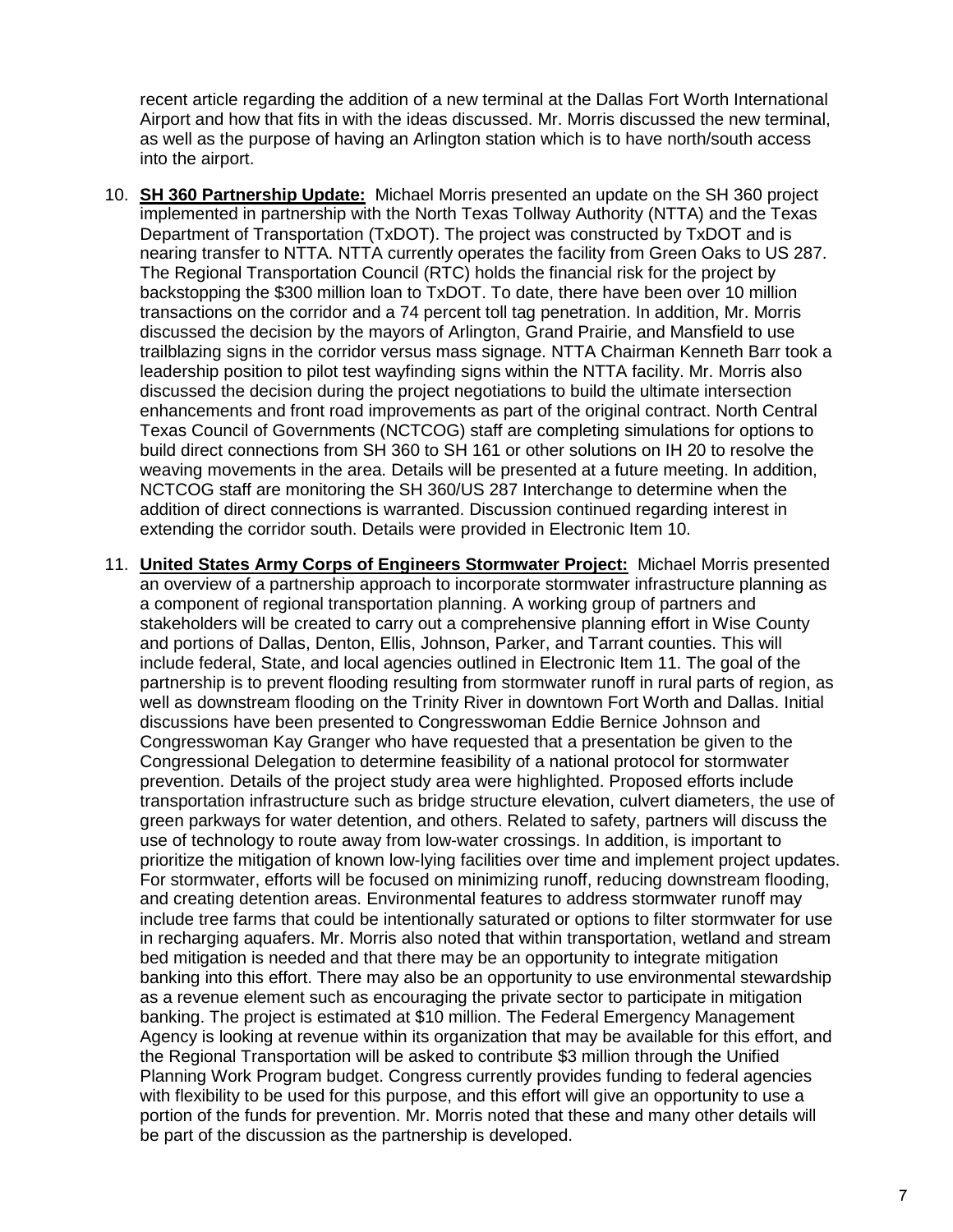recent article regarding the addition of a new terminal at the Dallas Fort Worth International Airport and how that fits in with the ideas discussed. Mr. Morris discussed the new terminal, as well as the purpose of having an Arlington station which is to have north/south access into the airport.

10. **SH 360 Partnership Update:** Michael Morris presented an update on the SH 360 project implemented in partnership with the North Texas Tollway Authority (NTTA) and the Texas Department of Transportation (TxDOT). The project was constructed by TxDOT and is nearing transfer to NTTA. NTTA currently operates the facility from Green Oaks to US 287. The Regional Transportation Council (RTC) holds the financial risk for the project by backstopping the $300 million loan to TxDOT. To date, there have been over 10 million transactions on the corridor and a 74 percent toll tag penetration. In addition, Mr. Morris discussed the decision by the mayors of Arlington, Grand Prairie, and Mansfield to use trailblazing signs in the corridor versus mass signage. NTTA Chairman Kenneth Barr took a leadership position to pilot test wayfinding signs within the NTTA facility. Mr. Morris also discussed the decision during the project negotiations to build the ultimate intersection enhancements and front road improvements as part of the original contract. North Central Texas Council of Governments (NCTCOG) staff are completing simulations for options to build direct connections from SH 360 to SH 161 or other solutions on IH 20 to resolve the weaving movements in the area. Details will be presented at a future meeting. In addition, NCTCOG staff are monitoring the SH 360/US 287 Interchange to determine when the addition of direct connections is warranted. Discussion continued regarding interest in extending the corridor south. Details were provided in Electronic Item 10.

11. **United States Army Corps of Engineers Stormwater Project:** Michael Morris presented an overview of a partnership approach to incorporate stormwater infrastructure planning as a component of regional transportation planning. A working group of partners and stakeholders will be created to carry out a comprehensive planning effort in Wise County and portions of Dallas, Denton, Ellis, Johnson, Parker, and Tarrant counties. This will include federal, State, and local agencies outlined in Electronic Item 11. The goal of the partnership is to prevent flooding resulting from stormwater runoff in rural parts of region, as well as downstream flooding on the Trinity River in downtown Fort Worth and Dallas. Initial discussions have been presented to Congresswoman Eddie Bernice Johnson and Congresswoman Kay Granger who have requested that a presentation be given to the Congressional Delegation to determine feasibility of a national protocol for stormwater prevention. Details of the project study area were highlighted. Proposed efforts include transportation infrastructure such as bridge structure elevation, culvert diameters, the use of green parkways for water detention, and others. Related to safety, partners will discuss the use of technology to route away from low-water crossings. In addition, is important to prioritize the mitigation of known low-lying facilities over time and implement project updates. For stormwater, efforts will be focused on minimizing runoff, reducing downstream flooding, and creating detention areas. Environmental features to address stormwater runoff may include tree farms that could be intentionally saturated or options to filter stormwater for use in recharging aquafers. Mr. Morris also noted that within transportation, wetland and stream bed mitigation is needed and that there may be an opportunity to integrate mitigation banking into this effort. There may also be an opportunity to use environmental stewardship as a revenue element such as encouraging the private sector to participate in mitigation banking. The project is estimated at $10 million. The Federal Emergency Management Agency is looking at revenue within its organization that may be available for this effort, and the Regional Transportation will be asked to contribute $3 million through the Unified Planning Work Program budget. Congress currently provides funding to federal agencies with flexibility to be used for this purpose, and this effort will give an opportunity to use a portion of the funds for prevention. Mr. Morris noted that these and many other details will be part of the discussion as the partnership is developed.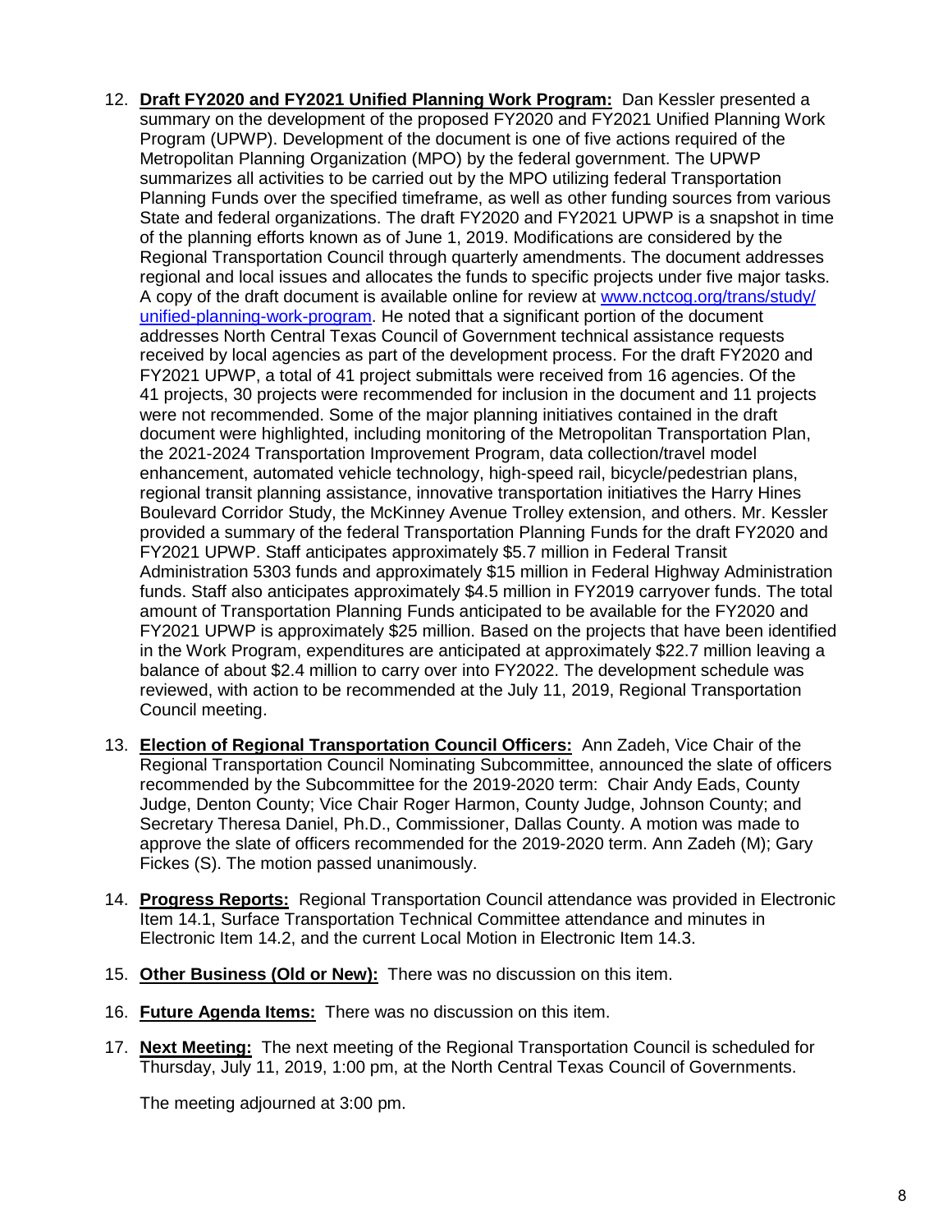12. **Draft FY2020 and FY2021 Unified Planning Work Program:** Dan Kessler presented a summary on the development of the proposed FY2020 and FY2021 Unified Planning Work Program (UPWP). Development of the document is one of five actions required of the Metropolitan Planning Organization (MPO) by the federal government. The UPWP summarizes all activities to be carried out by the MPO utilizing federal Transportation Planning Funds over the specified timeframe, as well as other funding sources from various State and federal organizations. The draft FY2020 and FY2021 UPWP is a snapshot in time of the planning efforts known as of June 1, 2019. Modifications are considered by the Regional Transportation Council through quarterly amendments. The document addresses regional and local issues and allocates the funds to specific projects under five major tasks. A copy of the draft document is available online for review at [www.nctcog.org/trans/study/unified-planning-work-program](www.nctcog.org/trans/study/unified-planning-work-program). He noted that a significant portion of the document addresses North Central Texas Council of Government technical assistance requests received by local agencies as part of the development process. For the draft FY2020 and FY2021 UPWP, a total of 41 project submittals were received from 16 agencies. Of the 41 projects, 30 projects were recommended for inclusion in the document and 11 projects were not recommended. Some of the major planning initiatives contained in the draft document were highlighted, including monitoring of the Metropolitan Transportation Plan, the 2021-2024 Transportation Improvement Program, data collection/travel model enhancement, automated vehicle technology, high-speed rail, bicycle/pedestrian plans, regional transit planning assistance, innovative transportation initiatives the Harry Hines Boulevard Corridor Study, the McKinney Avenue Trolley extension, and others. Mr. Kessler provided a summary of the federal Transportation Planning Funds for the draft FY2020 and FY2021 UPWP. Staff anticipates approximately $5.7 million in Federal Transit Administration 5303 funds and approximately $15 million in Federal Highway Administration funds. Staff also anticipates approximately $4.5 million in FY2019 carryover funds. The total amount of Transportation Planning Funds anticipated to be available for the FY2020 and FY2021 UPWP is approximately $25 million. Based on the projects that have been identified in the Work Program, expenditures are anticipated at approximately $22.7 million leaving a balance of about $2.4 million to carry over into FY2022. The development schedule was reviewed, with action to be recommended at the July 11, 2019, Regional Transportation Council meeting.

13. **Election of Regional Transportation Council Officers:** Ann Zadeh, Vice Chair of the Regional Transportation Council Nominating Subcommittee, announced the slate of officers recommended by the Subcommittee for the 2019-2020 term: Chair Andy Eads, County Judge, Denton County; Vice Chair Roger Harmon, County Judge, Johnson County; and Secretary Theresa Daniel, Ph.D., Commissioner, Dallas County. A motion was made to approve the slate of officers recommended for the 2019-2020 term. Ann Zadeh (M); Gary Fickes (S). The motion passed unanimously.

14. **Progress Reports:** Regional Transportation Council attendance was provided in Electronic Item 14.1, Surface Transportation Technical Committee attendance and minutes in Electronic Item 14.2, and the current Local Motion in Electronic Item 14.3.

15. **Other Business (Old or New):** There was no discussion on this item.

16. **Future Agenda Items:** There was no discussion on this item.

17. **Next Meeting:** The next meeting of the Regional Transportation Council is scheduled for Thursday, July 11, 2019, 1:00 pm, at the North Central Texas Council of Governments.

    The meeting adjourned at 3:00 pm.